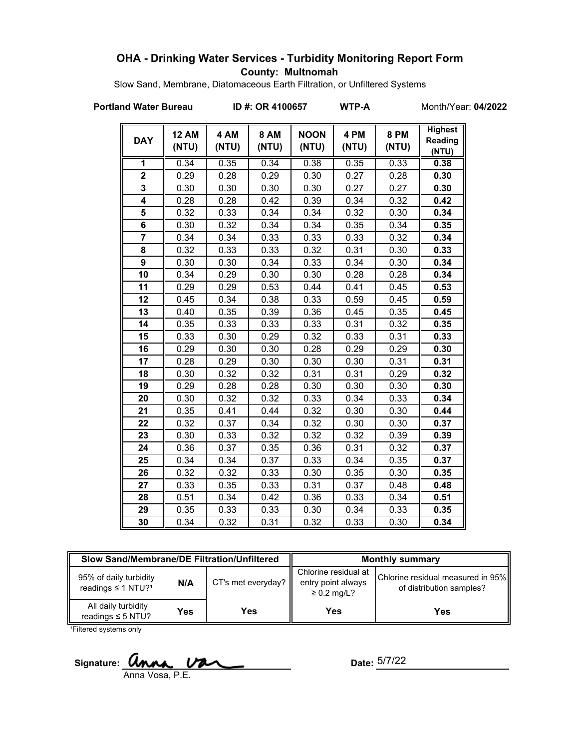# OHA - Drinking Water Services - Turbidity Monitoring Report Form

**County: Multnomah**

Slow Sand, Membrane, Diatomaceous Earth Filtration, or Unfiltered Systems

**Portland Water Bureau** **ID #: OR 4100657** **WTP-A** Month/Year: **04/2022**

| DAY | 12 AM (NTU) | 4 AM (NTU) | 8 AM (NTU) | NOON (NTU) | 4 PM (NTU) | 8 PM (NTU) | Highest Reading (NTU) |
|---|---|---|---|---|---|---|---|
| 1 | 0.34 | 0.35 | 0.34 | 0.38 | 0.35 | 0.33 | **0.38** |
| 2 | 0.29 | 0.28 | 0.29 | 0.30 | 0.27 | 0.28 | **0.30** |
| 3 | 0.30 | 0.30 | 0.30 | 0.30 | 0.27 | 0.27 | **0.30** |
| 4 | 0.28 | 0.28 | 0.42 | 0.39 | 0.34 | 0.32 | **0.42** |
| 5 | 0.32 | 0.33 | 0.34 | 0.34 | 0.32 | 0.30 | **0.34** |
| 6 | 0.30 | 0.32 | 0.34 | 0.34 | 0.35 | 0.34 | **0.35** |
| 7 | 0.34 | 0.34 | 0.33 | 0.33 | 0.33 | 0.32 | **0.34** |
| 8 | 0.32 | 0.33 | 0.33 | 0.32 | 0.31 | 0.30 | **0.33** |
| 9 | 0.30 | 0.30 | 0.34 | 0.33 | 0.34 | 0.30 | **0.34** |
| 10 | 0.34 | 0.29 | 0.30 | 0.30 | 0.28 | 0.28 | **0.34** |
| 11 | 0.29 | 0.29 | 0.53 | 0.44 | 0.41 | 0.45 | **0.53** |
| 12 | 0.45 | 0.34 | 0.38 | 0.33 | 0.59 | 0.45 | **0.59** |
| 13 | 0.40 | 0.35 | 0.39 | 0.36 | 0.45 | 0.35 | **0.45** |
| 14 | 0.35 | 0.33 | 0.33 | 0.33 | 0.31 | 0.32 | **0.35** |
| 15 | 0.33 | 0.30 | 0.29 | 0.32 | 0.33 | 0.31 | **0.33** |
| 16 | 0.29 | 0.30 | 0.30 | 0.28 | 0.29 | 0.29 | **0.30** |
| 17 | 0.28 | 0.29 | 0.30 | 0.30 | 0.30 | 0.31 | **0.31** |
| 18 | 0.30 | 0.32 | 0.32 | 0.31 | 0.31 | 0.29 | **0.32** |
| 19 | 0.29 | 0.28 | 0.28 | 0.30 | 0.30 | 0.30 | **0.30** |
| 20 | 0.30 | 0.32 | 0.32 | 0.33 | 0.34 | 0.33 | **0.34** |
| 21 | 0.35 | 0.41 | 0.44 | 0.32 | 0.30 | 0.30 | **0.44** |
| 22 | 0.32 | 0.37 | 0.34 | 0.32 | 0.30 | 0.30 | **0.37** |
| 23 | 0.30 | 0.33 | 0.32 | 0.32 | 0.32 | 0.39 | **0.39** |
| 24 | 0.36 | 0.37 | 0.35 | 0.36 | 0.31 | 0.32 | **0.37** |
| 25 | 0.34 | 0.34 | 0.37 | 0.33 | 0.34 | 0.35 | **0.37** |
| 26 | 0.32 | 0.32 | 0.33 | 0.30 | 0.35 | 0.30 | **0.35** |
| 27 | 0.33 | 0.35 | 0.33 | 0.31 | 0.37 | 0.48 | **0.48** |
| 28 | 0.51 | 0.34 | 0.42 | 0.36 | 0.33 | 0.34 | **0.51** |
| 29 | 0.35 | 0.33 | 0.33 | 0.30 | 0.34 | 0.33 | **0.35** |
| 30 | 0.34 | 0.32 | 0.31 | 0.32 | 0.33 | 0.30 | **0.34** |

| Slow Sand/Membrane/DE Filtration/Unfiltered | | | Monthly summary | |
|---|---|---|---|---|
| 95% of daily turbidity readings ≤ 1 NTU?[1] | N/A | CT's met everyday? | Chlorine residual at entry point always ≥ 0.2 mg/L? | Chlorine residual measured in 95% of distribution samples? |
| All daily turbidity readings ≤ 5 NTU? | Yes | Yes | Yes | Yes |

[1]Filtered systems only

Signature: Anna Vosa, P.E.

Date: 5/7/22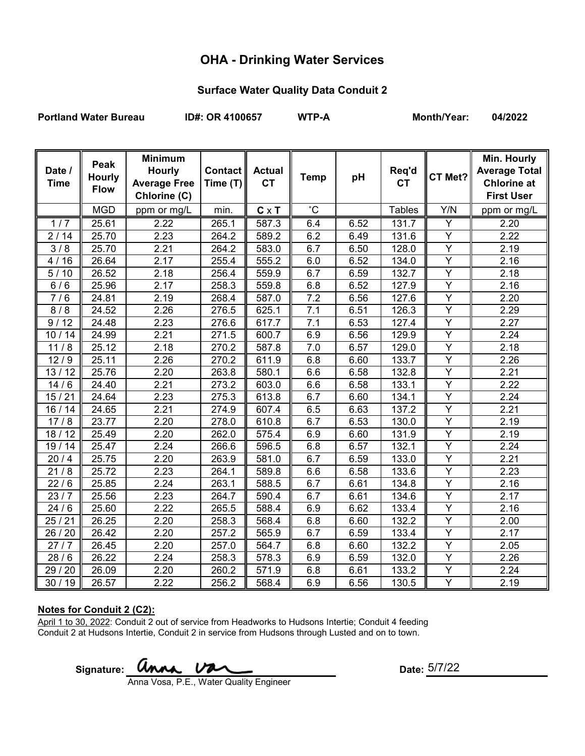# OHA - Drinking Water Services

## Surface Water Quality Data Conduit 2

**Portland Water Bureau** **ID#: OR 4100657** **WTP-A** **Month/Year: 04/2022**

| Date / Time | Peak Hourly Flow | Minimum Hourly Average Free Chlorine (C) | Contact Time (T) | Actual CT | Temp | pH | Req'd CT | CT Met? | Min. Hourly Average Total Chlorine at First User |
|---|---|---|---|---|---|---|---|---|---|
| | MGD | ppm or mg/L | min. | C x T | ˚C | | Tables | Y/N | ppm or mg/L |
| 1 / 7 | 25.61 | 2.22 | 265.1 | 587.3 | 6.4 | 6.52 | 131.7 | Y | 2.20 |
| 2 / 14 | 25.70 | 2.23 | 264.2 | 589.2 | 6.2 | 6.49 | 131.6 | Y | 2.22 |
| 3 / 8 | 25.70 | 2.21 | 264.2 | 583.0 | 6.7 | 6.50 | 128.0 | Y | 2.19 |
| 4 / 16 | 26.64 | 2.17 | 255.4 | 555.2 | 6.0 | 6.52 | 134.0 | Y | 2.16 |
| 5 / 10 | 26.52 | 2.18 | 256.4 | 559.9 | 6.7 | 6.59 | 132.7 | Y | 2.18 |
| 6 / 6 | 25.96 | 2.17 | 258.3 | 559.8 | 6.8 | 6.52 | 127.9 | Y | 2.16 |
| 7 / 6 | 24.81 | 2.19 | 268.4 | 587.0 | 7.2 | 6.56 | 127.6 | Y | 2.20 |
| 8 / 8 | 24.52 | 2.26 | 276.5 | 625.1 | 7.1 | 6.51 | 126.3 | Y | 2.29 |
| 9 / 12 | 24.48 | 2.23 | 276.6 | 617.7 | 7.1 | 6.53 | 127.4 | Y | 2.27 |
| 10 / 14 | 24.99 | 2.21 | 271.5 | 600.7 | 6.9 | 6.56 | 129.9 | Y | 2.24 |
| 11 / 8 | 25.12 | 2.18 | 270.2 | 587.8 | 7.0 | 6.57 | 129.0 | Y | 2.18 |
| 12 / 9 | 25.11 | 2.26 | 270.2 | 611.9 | 6.8 | 6.60 | 133.7 | Y | 2.26 |
| 13 / 12 | 25.76 | 2.20 | 263.8 | 580.1 | 6.6 | 6.58 | 132.8 | Y | 2.21 |
| 14 / 6 | 24.40 | 2.21 | 273.2 | 603.0 | 6.6 | 6.58 | 133.1 | Y | 2.22 |
| 15 / 21 | 24.64 | 2.23 | 275.3 | 613.8 | 6.7 | 6.60 | 134.1 | Y | 2.24 |
| 16 / 14 | 24.65 | 2.21 | 274.9 | 607.4 | 6.5 | 6.63 | 137.2 | Y | 2.21 |
| 17 / 8 | 23.77 | 2.20 | 278.0 | 610.8 | 6.7 | 6.53 | 130.0 | Y | 2.19 |
| 18 / 12 | 25.49 | 2.20 | 262.0 | 575.4 | 6.9 | 6.60 | 131.9 | Y | 2.19 |
| 19 / 14 | 25.47 | 2.24 | 266.6 | 596.5 | 6.8 | 6.57 | 132.1 | Y | 2.24 |
| 20 / 4 | 25.75 | 2.20 | 263.9 | 581.0 | 6.7 | 6.59 | 133.0 | Y | 2.21 |
| 21 / 8 | 25.72 | 2.23 | 264.1 | 589.8 | 6.6 | 6.58 | 133.6 | Y | 2.23 |
| 22 / 6 | 25.85 | 2.24 | 263.1 | 588.5 | 6.7 | 6.61 | 134.8 | Y | 2.16 |
| 23 / 7 | 25.56 | 2.23 | 264.7 | 590.4 | 6.7 | 6.61 | 134.6 | Y | 2.17 |
| 24 / 6 | 25.60 | 2.22 | 265.5 | 588.4 | 6.9 | 6.62 | 133.4 | Y | 2.16 |
| 25 / 21 | 26.25 | 2.20 | 258.3 | 568.4 | 6.8 | 6.60 | 132.2 | Y | 2.00 |
| 26 / 20 | 26.42 | 2.20 | 257.2 | 565.9 | 6.7 | 6.59 | 133.4 | Y | 2.17 |
| 27 / 7 | 26.45 | 2.20 | 257.0 | 564.7 | 6.8 | 6.60 | 132.2 | Y | 2.05 |
| 28 / 6 | 26.22 | 2.24 | 258.3 | 578.3 | 6.9 | 6.59 | 132.0 | Y | 2.26 |
| 29 / 20 | 26.09 | 2.20 | 260.2 | 571.9 | 6.8 | 6.61 | 133.2 | Y | 2.24 |
| 30 / 19 | 26.57 | 2.22 | 256.2 | 568.4 | 6.9 | 6.56 | 130.5 | Y | 2.19 |

**Notes for Conduit 2 (C2):**

April 1 to 30, 2022: Conduit 2 out of service from Headworks to Hudsons Intertie; Conduit 4 feeding Conduit 2 at Hudsons Intertie, Conduit 2 in service from Hudsons through Lusted and on to town.

**Signature:** Anna Vosa

Anna Vosa, P.E., Water Quality Engineer

**Date:** 5/7/22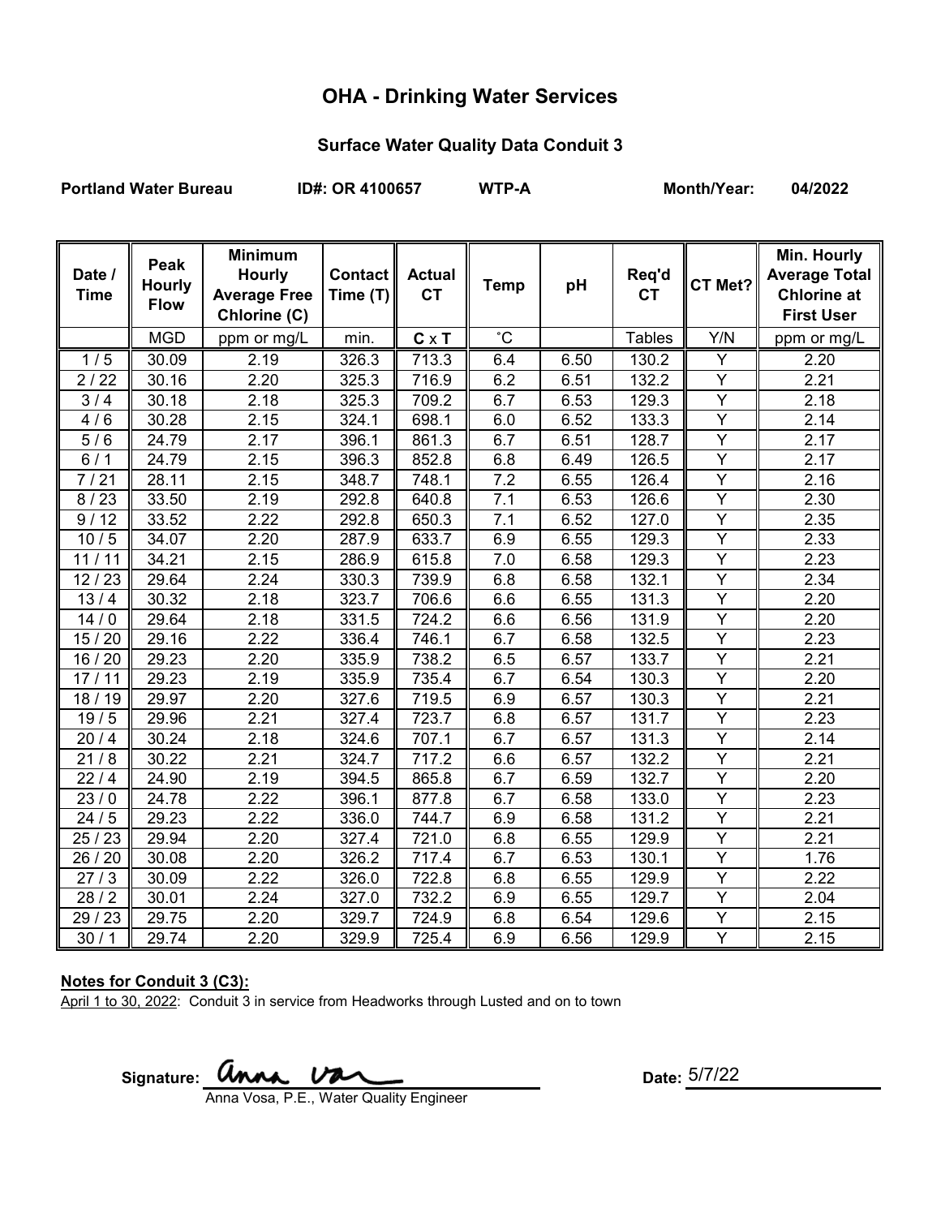# OHA - Drinking Water Services

## Surface Water Quality Data Conduit 3

**Portland Water Bureau** **ID#: OR 4100657** **WTP-A** **Month/Year: 04/2022**

| Date / Time | Peak Hourly Flow | Minimum Hourly Average Free Chlorine (C) | Contact Time (T) | Actual CT | Temp | pH | Req'd CT | CT Met? | Min. Hourly Average Total Chlorine at First User |
|---|---|---|---|---|---|---|---|---|---|
| | MGD | ppm or mg/L | min. | **C** x **T** | ˚C | | Tables | Y/N | ppm or mg/L |
| 1 / 5 | 30.09 | 2.19 | 326.3 | 713.3 | 6.4 | 6.50 | 130.2 | Y | 2.20 |
| 2 / 22 | 30.16 | 2.20 | 325.3 | 716.9 | 6.2 | 6.51 | 132.2 | Y | 2.21 |
| 3 / 4 | 30.18 | 2.18 | 325.3 | 709.2 | 6.7 | 6.53 | 129.3 | Y | 2.18 |
| 4 / 6 | 30.28 | 2.15 | 324.1 | 698.1 | 6.0 | 6.52 | 133.3 | Y | 2.14 |
| 5 / 6 | 24.79 | 2.17 | 396.1 | 861.3 | 6.7 | 6.51 | 128.7 | Y | 2.17 |
| 6 / 1 | 24.79 | 2.15 | 396.3 | 852.8 | 6.8 | 6.49 | 126.5 | Y | 2.17 |
| 7 / 21 | 28.11 | 2.15 | 348.7 | 748.1 | 7.2 | 6.55 | 126.4 | Y | 2.16 |
| 8 / 23 | 33.50 | 2.19 | 292.8 | 640.8 | 7.1 | 6.53 | 126.6 | Y | 2.30 |
| 9 / 12 | 33.52 | 2.22 | 292.8 | 650.3 | 7.1 | 6.52 | 127.0 | Y | 2.35 |
| 10 / 5 | 34.07 | 2.20 | 287.9 | 633.7 | 6.9 | 6.55 | 129.3 | Y | 2.33 |
| 11 / 11 | 34.21 | 2.15 | 286.9 | 615.8 | 7.0 | 6.58 | 129.3 | Y | 2.23 |
| 12 / 23 | 29.64 | 2.24 | 330.3 | 739.9 | 6.8 | 6.58 | 132.1 | Y | 2.34 |
| 13 / 4 | 30.32 | 2.18 | 323.7 | 706.6 | 6.6 | 6.55 | 131.3 | Y | 2.20 |
| 14 / 0 | 29.64 | 2.18 | 331.5 | 724.2 | 6.6 | 6.56 | 131.9 | Y | 2.20 |
| 15 / 20 | 29.16 | 2.22 | 336.4 | 746.1 | 6.7 | 6.58 | 132.5 | Y | 2.23 |
| 16 / 20 | 29.23 | 2.20 | 335.9 | 738.2 | 6.5 | 6.57 | 133.7 | Y | 2.21 |
| 17 / 11 | 29.23 | 2.19 | 335.9 | 735.4 | 6.7 | 6.54 | 130.3 | Y | 2.20 |
| 18 / 19 | 29.97 | 2.20 | 327.6 | 719.5 | 6.9 | 6.57 | 130.3 | Y | 2.21 |
| 19 / 5 | 29.96 | 2.21 | 327.4 | 723.7 | 6.8 | 6.57 | 131.7 | Y | 2.23 |
| 20 / 4 | 30.24 | 2.18 | 324.6 | 707.1 | 6.7 | 6.57 | 131.3 | Y | 2.14 |
| 21 / 8 | 30.22 | 2.21 | 324.7 | 717.2 | 6.6 | 6.57 | 132.2 | Y | 2.21 |
| 22 / 4 | 24.90 | 2.19 | 394.5 | 865.8 | 6.7 | 6.59 | 132.7 | Y | 2.20 |
| 23 / 0 | 24.78 | 2.22 | 396.1 | 877.8 | 6.7 | 6.58 | 133.0 | Y | 2.23 |
| 24 / 5 | 29.23 | 2.22 | 336.0 | 744.7 | 6.9 | 6.58 | 131.2 | Y | 2.21 |
| 25 / 23 | 29.94 | 2.20 | 327.4 | 721.0 | 6.8 | 6.55 | 129.9 | Y | 2.21 |
| 26 / 20 | 30.08 | 2.20 | 326.2 | 717.4 | 6.7 | 6.53 | 130.1 | Y | 1.76 |
| 27 / 3 | 30.09 | 2.22 | 326.0 | 722.8 | 6.8 | 6.55 | 129.9 | Y | 2.22 |
| 28 / 2 | 30.01 | 2.24 | 327.0 | 732.2 | 6.9 | 6.55 | 129.7 | Y | 2.04 |
| 29 / 23 | 29.75 | 2.20 | 329.7 | 724.9 | 6.8 | 6.54 | 129.6 | Y | 2.15 |
| 30 / 1 | 29.74 | 2.20 | 329.9 | 725.4 | 6.9 | 6.56 | 129.9 | Y | 2.15 |

**Notes for Conduit 3 (C3):**

April 1 to 30, 2022: Conduit 3 in service from Headworks through Lusted and on to town

**Signature:** Anna Vosa

Anna Vosa, P.E., Water Quality Engineer

**Date:** 5/7/22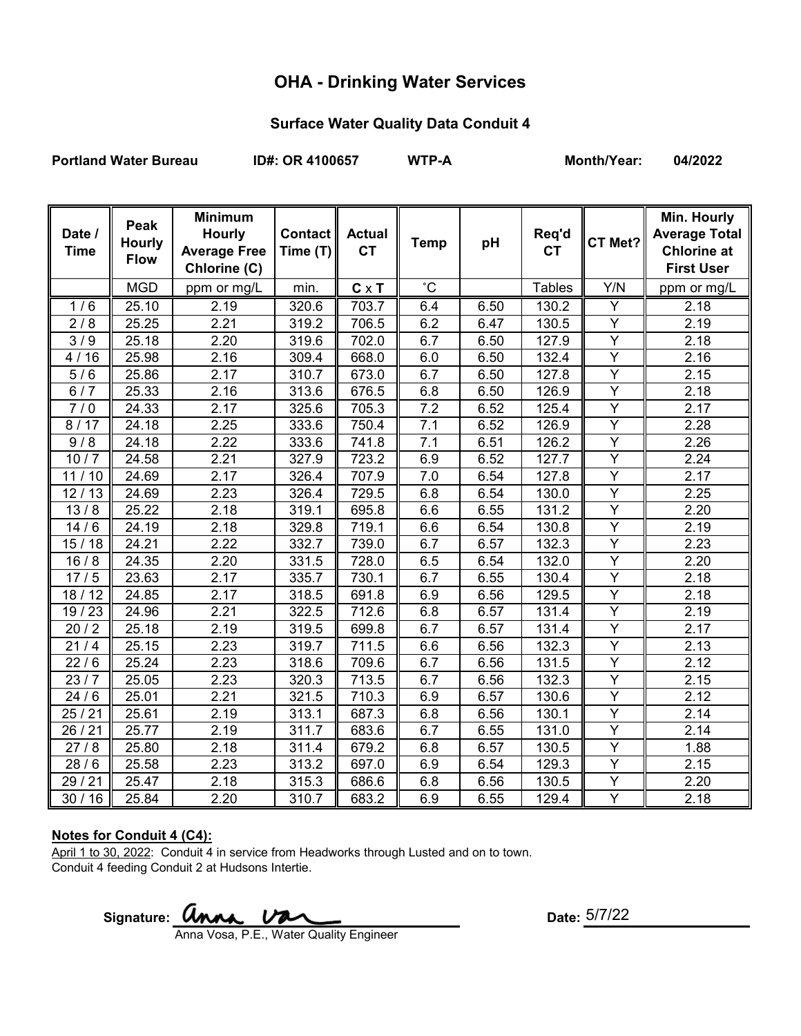# OHA - Drinking Water Services

## Surface Water Quality Data Conduit 4

**Portland Water Bureau** **ID#: OR 4100657** **WTP-A** **Month/Year: 04/2022**

| Date / Time | Peak Hourly Flow | Minimum Hourly Average Free Chlorine (C) | Contact Time (T) | Actual CT | Temp | pH | Req'd CT | CT Met? | Min. Hourly Average Total Chlorine at First User |
|---|---|---|---|---|---|---|---|---|---|
| | MGD | ppm or mg/L | min. | C x T | ˚C | | Tables | Y/N | ppm or mg/L |
| 1 / 6 | 25.10 | 2.19 | 320.6 | 703.7 | 6.4 | 6.50 | 130.2 | Y | 2.18 |
| 2 / 8 | 25.25 | 2.21 | 319.2 | 706.5 | 6.2 | 6.47 | 130.5 | Y | 2.19 |
| 3 / 9 | 25.18 | 2.20 | 319.6 | 702.0 | 6.7 | 6.50 | 127.9 | Y | 2.18 |
| 4 / 16 | 25.98 | 2.16 | 309.4 | 668.0 | 6.0 | 6.50 | 132.4 | Y | 2.16 |
| 5 / 6 | 25.86 | 2.17 | 310.7 | 673.0 | 6.7 | 6.50 | 127.8 | Y | 2.15 |
| 6 / 7 | 25.33 | 2.16 | 313.6 | 676.5 | 6.8 | 6.50 | 126.9 | Y | 2.18 |
| 7 / 0 | 24.33 | 2.17 | 325.6 | 705.3 | 7.2 | 6.52 | 125.4 | Y | 2.17 |
| 8 / 17 | 24.18 | 2.25 | 333.6 | 750.4 | 7.1 | 6.52 | 126.9 | Y | 2.28 |
| 9 / 8 | 24.18 | 2.22 | 333.6 | 741.8 | 7.1 | 6.51 | 126.2 | Y | 2.26 |
| 10 / 7 | 24.58 | 2.21 | 327.9 | 723.2 | 6.9 | 6.52 | 127.7 | Y | 2.24 |
| 11 / 10 | 24.69 | 2.17 | 326.4 | 707.9 | 7.0 | 6.54 | 127.8 | Y | 2.17 |
| 12 / 13 | 24.69 | 2.23 | 326.4 | 729.5 | 6.8 | 6.54 | 130.0 | Y | 2.25 |
| 13 / 8 | 25.22 | 2.18 | 319.1 | 695.8 | 6.6 | 6.55 | 131.2 | Y | 2.20 |
| 14 / 6 | 24.19 | 2.18 | 329.8 | 719.1 | 6.6 | 6.54 | 130.8 | Y | 2.19 |
| 15 / 18 | 24.21 | 2.22 | 332.7 | 739.0 | 6.7 | 6.57 | 132.3 | Y | 2.23 |
| 16 / 8 | 24.35 | 2.20 | 331.5 | 728.0 | 6.5 | 6.54 | 132.0 | Y | 2.20 |
| 17 / 5 | 23.63 | 2.17 | 335.7 | 730.1 | 6.7 | 6.55 | 130.4 | Y | 2.18 |
| 18 / 12 | 24.85 | 2.17 | 318.5 | 691.8 | 6.9 | 6.56 | 129.5 | Y | 2.18 |
| 19 / 23 | 24.96 | 2.21 | 322.5 | 712.6 | 6.8 | 6.57 | 131.4 | Y | 2.19 |
| 20 / 2 | 25.18 | 2.19 | 319.5 | 699.8 | 6.7 | 6.57 | 131.4 | Y | 2.17 |
| 21 / 4 | 25.15 | 2.23 | 319.7 | 711.5 | 6.6 | 6.56 | 132.3 | Y | 2.13 |
| 22 / 6 | 25.24 | 2.23 | 318.6 | 709.6 | 6.7 | 6.56 | 131.5 | Y | 2.12 |
| 23 / 7 | 25.05 | 2.23 | 320.3 | 713.5 | 6.7 | 6.56 | 132.3 | Y | 2.15 |
| 24 / 6 | 25.01 | 2.21 | 321.5 | 710.3 | 6.9 | 6.57 | 130.6 | Y | 2.12 |
| 25 / 21 | 25.61 | 2.19 | 313.1 | 687.3 | 6.8 | 6.56 | 130.1 | Y | 2.14 |
| 26 / 21 | 25.77 | 2.19 | 311.7 | 683.6 | 6.7 | 6.55 | 131.0 | Y | 2.14 |
| 27 / 8 | 25.80 | 2.18 | 311.4 | 679.2 | 6.8 | 6.57 | 130.5 | Y | 1.88 |
| 28 / 6 | 25.58 | 2.23 | 313.2 | 697.0 | 6.9 | 6.54 | 129.3 | Y | 2.15 |
| 29 / 21 | 25.47 | 2.18 | 315.3 | 686.6 | 6.8 | 6.56 | 130.5 | Y | 2.20 |
| 30 / 16 | 25.84 | 2.20 | 310.7 | 683.2 | 6.9 | 6.55 | 129.4 | Y | 2.18 |

**Notes for Conduit 4 (C4):**

April 1 to 30, 2022: Conduit 4 in service from Headworks through Lusted and on to town.
Conduit 4 feeding Conduit 2 at Hudsons Intertie.

**Signature:** Anna Vosa
Anna Vosa, P.E., Water Quality Engineer

**Date:** 5/7/22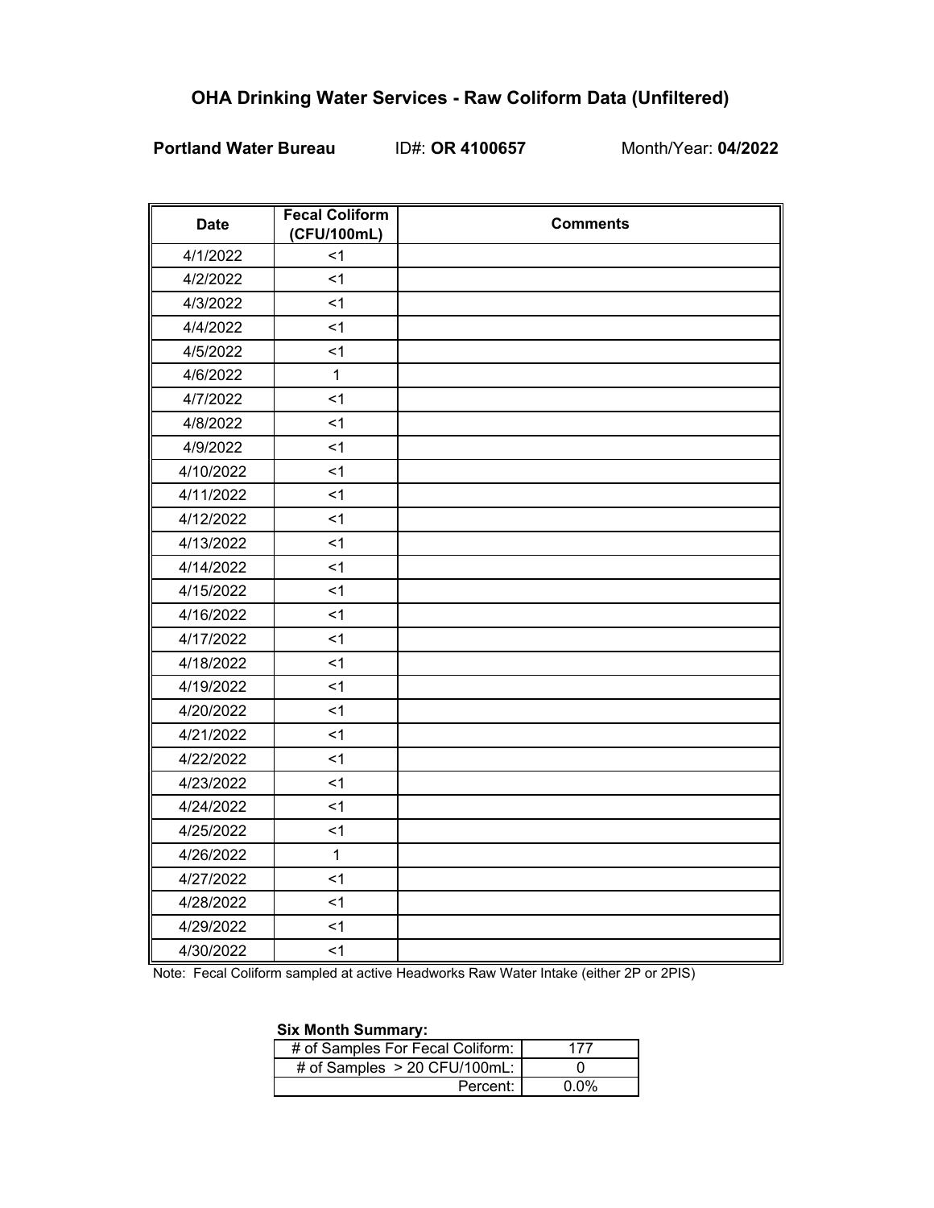# OHA Drinking Water Services - Raw Coliform Data (Unfiltered)

**Portland Water Bureau** ID#: **OR 4100657** Month/Year: **04/2022**

| Date | Fecal Coliform (CFU/100mL) | Comments |
|---|---|---|
| 4/1/2022 | <1 | |
| 4/2/2022 | <1 | |
| 4/3/2022 | <1 | |
| 4/4/2022 | <1 | |
| 4/5/2022 | <1 | |
| 4/6/2022 | 1 | |
| 4/7/2022 | <1 | |
| 4/8/2022 | <1 | |
| 4/9/2022 | <1 | |
| 4/10/2022 | <1 | |
| 4/11/2022 | <1 | |
| 4/12/2022 | <1 | |
| 4/13/2022 | <1 | |
| 4/14/2022 | <1 | |
| 4/15/2022 | <1 | |
| 4/16/2022 | <1 | |
| 4/17/2022 | <1 | |
| 4/18/2022 | <1 | |
| 4/19/2022 | <1 | |
| 4/20/2022 | <1 | |
| 4/21/2022 | <1 | |
| 4/22/2022 | <1 | |
| 4/23/2022 | <1 | |
| 4/24/2022 | <1 | |
| 4/25/2022 | <1 | |
| 4/26/2022 | 1 | |
| 4/27/2022 | <1 | |
| 4/28/2022 | <1 | |
| 4/29/2022 | <1 | |
| 4/30/2022 | <1 | |

Note: Fecal Coliform sampled at active Headworks Raw Water Intake (either 2P or 2PIS)

**Six Month Summary:**

| | |
|---|---|
| # of Samples For Fecal Coliform: | 177 |
| # of Samples > 20 CFU/100mL: | 0 |
| Percent: | 0.0% |